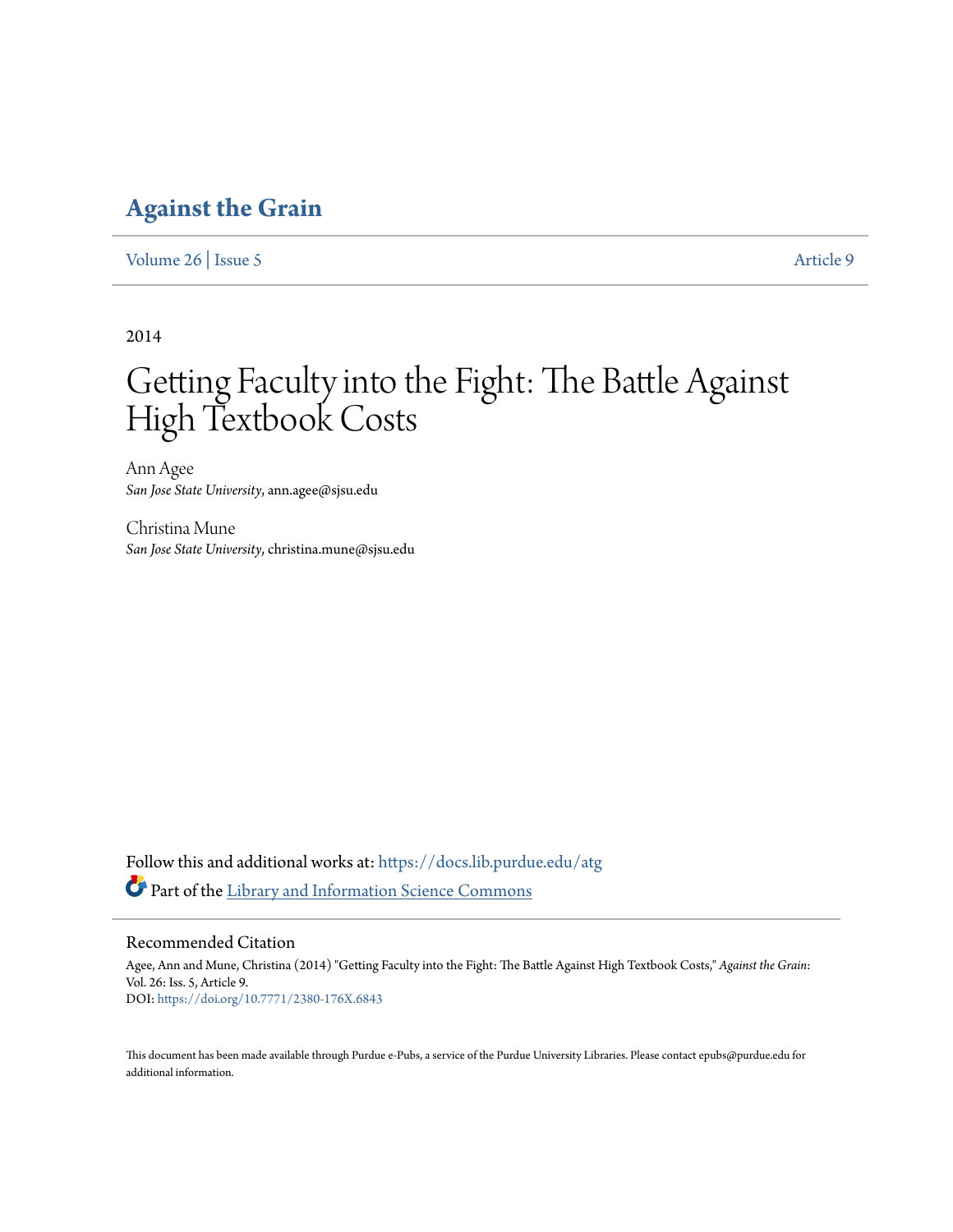# Against the Grain

Volume 26 | Issue 5 Article 9

2014

# Getting Faculty into the Fight: The Battle Against High Textbook Costs

Ann Agee
*San Jose State University*, ann.agee@sjsu.edu

Christina Mune
*San Jose State University*, christina.mune@sjsu.edu

Follow this and additional works at: https://docs.lib.purdue.edu/atg

Part of the Library and Information Science Commons

## Recommended Citation

Agee, Ann and Mune, Christina (2014) "Getting Faculty into the Fight: The Battle Against High Textbook Costs," *Against the Grain*: Vol. 26: Iss. 5, Article 9.
DOI: https://doi.org/10.7771/2380-176X.6843

This document has been made available through Purdue e-Pubs, a service of the Purdue University Libraries. Please contact epubs@purdue.edu for additional information.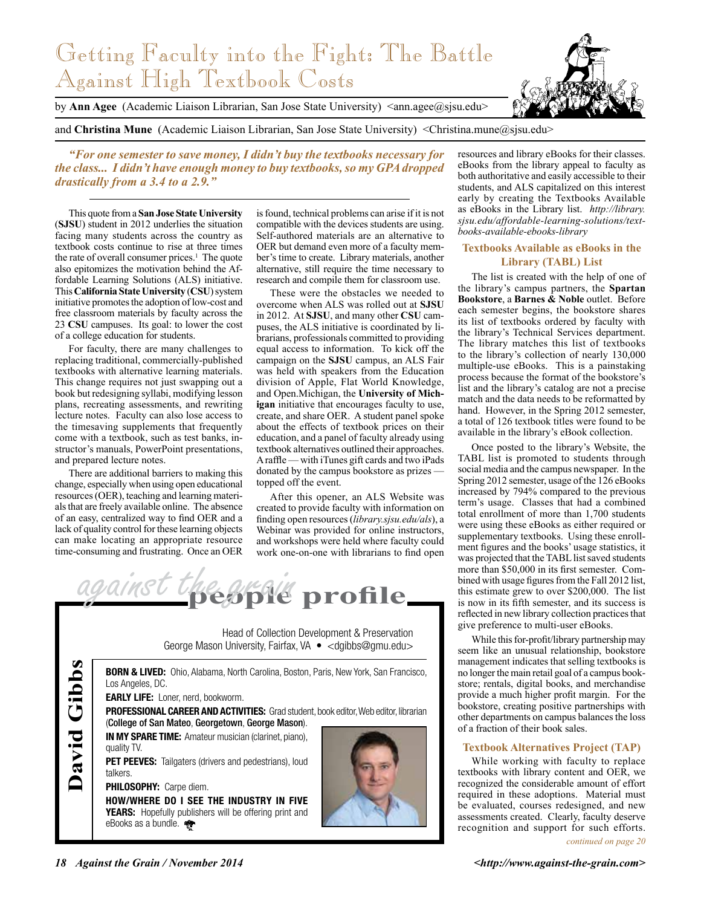# Getting Faculty into the Fight: The Battle Against High Textbook Costs

by **Ann Agee** (Academic Liaison Librarian, San Jose State University) <ann.agee@sjsu.edu>

and **Christina Mune** (Academic Liaison Librarian, San Jose State University) <Christina.mune@sjsu.edu>

***"For one semester to save money, I didn't buy the textbooks necessary for the class... I didn't have enough money to buy textbooks, so my GPA dropped drastically from a 3.4 to a 2.9."***

This quote from a **San Jose State University** (**SJSU**) student in 2012 underlies the situation facing many students across the country as textbook costs continue to rise at three times the rate of overall consumer prices.[1] The quote also epitomizes the motivation behind the Affordable Learning Solutions (ALS) initiative. This **California State University** (**CSU**) system initiative promotes the adoption of low-cost and free classroom materials by faculty across the 23 **CSU** campuses. Its goal: to lower the cost of a college education for students.

For faculty, there are many challenges to replacing traditional, commercially-published textbooks with alternative learning materials. This change requires not just swapping out a book but redesigning syllabi, modifying lesson plans, recreating assessments, and rewriting lecture notes. Faculty can also lose access to the timesaving supplements that frequently come with a textbook, such as test banks, instructor's manuals, PowerPoint presentations, and prepared lecture notes.

There are additional barriers to making this change, especially when using open educational resources (OER), teaching and learning materials that are freely available online. The absence of an easy, centralized way to find OER and a lack of quality control for these learning objects can make locating an appropriate resource time-consuming and frustrating. Once an OER is found, technical problems can arise if it is not compatible with the devices students are using. Self-authored materials are an alternative to OER but demand even more of a faculty member's time to create. Library materials, another alternative, still require the time necessary to research and compile them for classroom use.

These were the obstacles we needed to overcome when ALS was rolled out at **SJSU** in 2012. At **SJSU**, and many other **CSU** campuses, the ALS initiative is coordinated by librarians, professionals committed to providing equal access to information. To kick off the campaign on the **SJSU** campus, an ALS Fair was held with speakers from the Education division of Apple, Flat World Knowledge, and Open.Michigan, the **University of Michigan** initiative that encourages faculty to use, create, and share OER. A student panel spoke about the effects of textbook prices on their education, and a panel of faculty already using textbook alternatives outlined their approaches. A raffle — with iTunes gift cards and two iPads donated by the campus bookstore as prizes — topped off the event.

After this opener, an ALS Website was created to provide faculty with information on finding open resources (*library.sjsu.edu/als*), a Webinar was provided for online instructors, and workshops were held where faculty could work one-on-one with librarians to find open resources and library eBooks for their classes. eBooks from the library appeal to faculty as both authoritative and easily accessible to their students, and ALS capitalized on this interest early by creating the Textbooks Available as eBooks in the Library list. *http://library.sjsu.edu/affordable-learning-solutions/textbooks-available-ebooks-library*

### Textbooks Available as eBooks in the Library (TABL) List

The list is created with the help of one of the library's campus partners, the **Spartan Bookstore**, a **Barnes & Noble** outlet. Before each semester begins, the bookstore shares its list of textbooks ordered by faculty with the library's Technical Services department. The library matches this list of textbooks to the library's collection of nearly 130,000 multiple-use eBooks. This is a painstaking process because the format of the bookstore's list and the library's catalog are not a precise match and the data needs to be reformatted by hand. However, in the Spring 2012 semester, a total of 126 textbook titles were found to be available in the library's eBook collection.

Once posted to the library's Website, the TABL list is promoted to students through social media and the campus newspaper. In the Spring 2012 semester, usage of the 126 eBooks increased by 794% compared to the previous term's usage. Classes that had a combined total enrollment of more than 1,700 students were using these eBooks as either required or supplementary textbooks. Using these enrollment figures and the books' usage statistics, it was projected that the TABL list saved students more than $50,000 in its first semester. Combined with usage figures from the Fall 2012 list, this estimate grew to over $200,000. The list is now in its fifth semester, and its success is reflected in new library collection practices that give preference to multi-user eBooks.

While this for-profit/library partnership may seem like an unusual relationship, bookstore management indicates that selling textbooks is no longer the main retail goal of a campus bookstore; rentals, digital books, and merchandise provide a much higher profit margin. For the bookstore, creating positive partnerships with other departments on campus balances the loss of a fraction of their book sales.

### Textbook Alternatives Project (TAP)

While working with faculty to replace textbooks with library content and OER, we recognized the considerable amount of effort required in these adoptions. Material must be evaluated, courses redesigned, and new assessments created. Clearly, faculty deserve recognition and support for such efforts.

*continued on page 20*

---

## against the grain people profile

### David Gibbs

Head of Collection Development & Preservation
George Mason University, Fairfax, VA • <dgibbs@gmu.edu>

**BORN & LIVED:** Ohio, Alabama, North Carolina, Boston, Paris, New York, San Francisco, Los Angeles, DC.

**EARLY LIFE:** Loner, nerd, bookworm.

**PROFESSIONAL CAREER AND ACTIVITIES:** Grad student, book editor, Web editor, librarian (**College of San Mateo**, **Georgetown**, **George Mason**).

**IN MY SPARE TIME:** Amateur musician (clarinet, piano), quality TV.

**PET PEEVES:** Tailgaters (drivers and pedestrians), loud talkers.

**PHILOSOPHY:** Carpe diem.

**HOW/WHERE DO I SEE THE INDUSTRY IN FIVE YEARS:** Hopefully publishers will be offering print and eBooks as a bundle.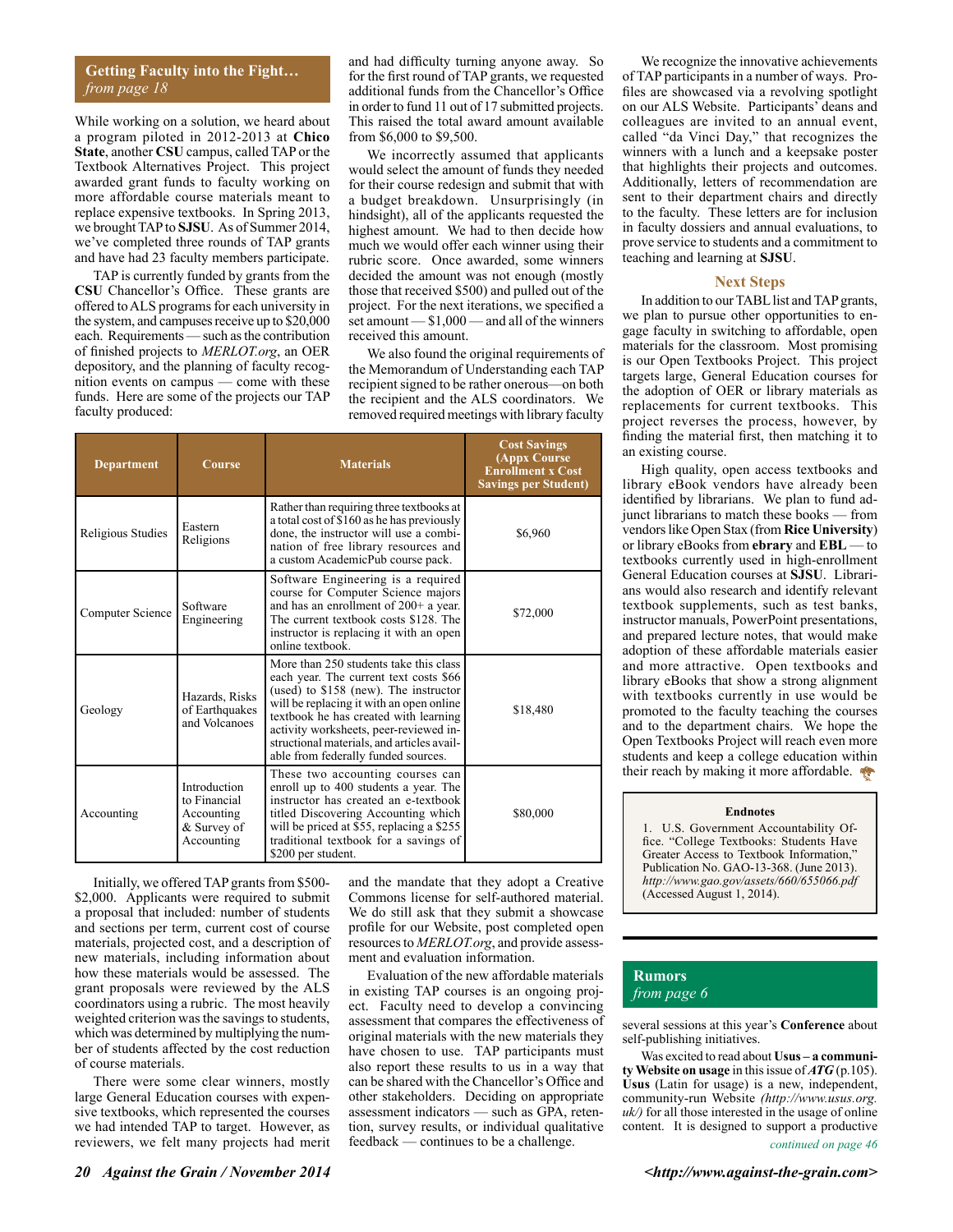**Getting Faculty into the Fight…**
*from page 18*

While working on a solution, we heard about a program piloted in 2012-2013 at **Chico State**, another **CSU** campus, called TAP or the Textbook Alternatives Project. This project awarded grant funds to faculty working on more affordable course materials meant to replace expensive textbooks. In Spring 2013, we brought TAP to **SJSU**. As of Summer 2014, we've completed three rounds of TAP grants and have had 23 faculty members participate.

TAP is currently funded by grants from the **CSU** Chancellor's Office. These grants are offered to ALS programs for each university in the system, and campuses receive up to $20,000 each. Requirements — such as the contribution of finished projects to *MERLOT.org*, an OER depository, and the planning of faculty recognition events on campus — come with these funds. Here are some of the projects our TAP faculty produced:

| Department | Course | Materials | Cost Savings (Appx Course Enrollment x Cost Savings per Student) |
|---|---|---|---|
| Religious Studies | Eastern Religions | Rather than requiring three textbooks at a total cost of $160 as he has previously done, the instructor will use a combination of free library resources and a custom AcademicPub course pack. | $6,960 |
| Computer Science | Software Engineering | Software Engineering is a required course for Computer Science majors and has an enrollment of 200+ a year. The current textbook costs $128. The instructor is replacing it with an open online textbook. | $72,000 |
| Geology | Hazards, Risks of Earthquakes and Volcanoes | More than 250 students take this class each year. The current text costs $66 (used) to $158 (new). The instructor will be replacing it with an open online textbook he has created with learning activity worksheets, peer-reviewed instructional materials, and articles available from federally funded sources. | $18,480 |
| Accounting | Introduction to Financial Accounting & Survey of Accounting | These two accounting courses can enroll up to 400 students a year. The instructor has created an e-textbook titled Discovering Accounting which will be priced at $55, replacing a $255 traditional textbook for a savings of $200 per student. | $80,000 |

Initially, we offered TAP grants from $500-$2,000. Applicants were required to submit a proposal that included: number of students and sections per term, current cost of course materials, projected cost, and a description of new materials, including information about how these materials would be assessed. The grant proposals were reviewed by the ALS coordinators using a rubric. The most heavily weighted criterion was the savings to students, which was determined by multiplying the number of students affected by the cost reduction of course materials.

There were some clear winners, mostly large General Education courses with expensive textbooks, which represented the courses we had intended TAP to target. However, as reviewers, we felt many projects had merit and had difficulty turning anyone away. So for the first round of TAP grants, we requested additional funds from the Chancellor's Office in order to fund 11 out of 17 submitted projects. This raised the total award amount available from $6,000 to $9,500.

We incorrectly assumed that applicants would select the amount of funds they needed for their course redesign and submit that with a budget breakdown. Unsurprisingly (in hindsight), all of the applicants requested the highest amount. We had to then decide how much we would offer each winner using their rubric score. Once awarded, some winners decided the amount was not enough (mostly those that received $500) and pulled out of the project. For the next iterations, we specified a set amount — $1,000 — and all of the winners received this amount.

We also found the original requirements of the Memorandum of Understanding each TAP recipient signed to be rather onerous—on both the recipient and the ALS coordinators. We removed required meetings with library faculty and the mandate that they adopt a Creative Commons license for self-authored material. We do still ask that they submit a showcase profile for our Website, post completed open resources to *MERLOT.org*, and provide assessment and evaluation information.

Evaluation of the new affordable materials in existing TAP courses is an ongoing project. Faculty need to develop a convincing assessment that compares the effectiveness of original materials with the new materials they have chosen to use. TAP participants must also report these results to us in a way that can be shared with the Chancellor's Office and other stakeholders. Deciding on appropriate assessment indicators — such as GPA, retention, survey results, or individual qualitative feedback — continues to be a challenge.

We recognize the innovative achievements of TAP participants in a number of ways. Profiles are showcased via a revolving spotlight on our ALS Website. Participants' deans and colleagues are invited to an annual event, called "da Vinci Day," that recognizes the winners with a lunch and a keepsake poster that highlights their projects and outcomes. Additionally, letters of recommendation are sent to their department chairs and directly to the faculty. These letters are for inclusion in faculty dossiers and annual evaluations, to prove service to students and a commitment to teaching and learning at **SJSU**.

## Next Steps

In addition to our TABL list and TAP grants, we plan to pursue other opportunities to engage faculty in switching to affordable, open materials for the classroom. Most promising is our Open Textbooks Project. This project targets large, General Education courses for the adoption of OER or library materials as replacements for current textbooks. This project reverses the process, however, by finding the material first, then matching it to an existing course.

High quality, open access textbooks and library eBook vendors have already been identified by librarians. We plan to fund adjunct librarians to match these books — from vendors like Open Stax (from **Rice University**) or library eBooks from **ebrary** and **EBL** — to textbooks currently used in high-enrollment General Education courses at **SJSU**. Librarians would also research and identify relevant textbook supplements, such as test banks, instructor manuals, PowerPoint presentations, and prepared lecture notes, that would make adoption of these affordable materials easier and more attractive. Open textbooks and library eBooks that show a strong alignment with textbooks currently in use would be promoted to the faculty teaching the courses and to the department chairs. We hope the Open Textbooks Project will reach even more students and keep a college education within their reach by making it more affordable.

**Endnotes**

1. U.S. Government Accountability Office. "College Textbooks: Students Have Greater Access to Textbook Information," Publication No. GAO-13-368. (June 2013). *http://www.gao.gov/assets/660/655066.pdf* (Accessed August 1, 2014).

**Rumors**
*from page 6*

several sessions at this year's **Conference** about self-publishing initiatives.

Was excited to read about **Usus – a community Website on usage** in this issue of *ATG* (p.105). **Usus** (Latin for usage) is a new, independent, community-run Website *(http://www.usus.org.uk/)* for all those interested in the usage of online content. It is designed to support a productive

*continued on page 46*